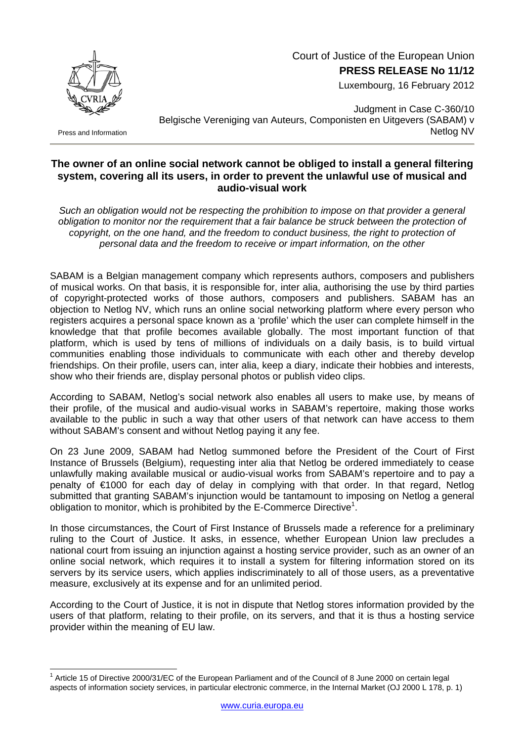Court of Justice of the European Union

**PRESS RELEASE No 11/12**

Luxembourg, 16 February 2012

Press and Information

Judgment in Case C-360/10
Belgische Vereniging van Auteurs, Componisten en Uitgevers (SABAM) v Netlog NV

## The owner of an online social network cannot be obliged to install a general filtering system, covering all its users, in order to prevent the unlawful use of musical and audio-visual work

*Such an obligation would not be respecting the prohibition to impose on that provider a general obligation to monitor nor the requirement that a fair balance be struck between the protection of copyright, on the one hand, and the freedom to conduct business, the right to protection of personal data and the freedom to receive or impart information, on the other*

SABAM is a Belgian management company which represents authors, composers and publishers of musical works. On that basis, it is responsible for, inter alia, authorising the use by third parties of copyright-protected works of those authors, composers and publishers. SABAM has an objection to Netlog NV, which runs an online social networking platform where every person who registers acquires a personal space known as a 'profile' which the user can complete himself in the knowledge that that profile becomes available globally. The most important function of that platform, which is used by tens of millions of individuals on a daily basis, is to build virtual communities enabling those individuals to communicate with each other and thereby develop friendships. On their profile, users can, inter alia, keep a diary, indicate their hobbies and interests, show who their friends are, display personal photos or publish video clips.

According to SABAM, Netlog's social network also enables all users to make use, by means of their profile, of the musical and audio-visual works in SABAM's repertoire, making those works available to the public in such a way that other users of that network can have access to them without SABAM's consent and without Netlog paying it any fee.

On 23 June 2009, SABAM had Netlog summoned before the President of the Court of First Instance of Brussels (Belgium), requesting inter alia that Netlog be ordered immediately to cease unlawfully making available musical or audio-visual works from SABAM's repertoire and to pay a penalty of €1000 for each day of delay in complying with that order. In that regard, Netlog submitted that granting SABAM's injunction would be tantamount to imposing on Netlog a general obligation to monitor, which is prohibited by the E-Commerce Directive[1].

In those circumstances, the Court of First Instance of Brussels made a reference for a preliminary ruling to the Court of Justice. It asks, in essence, whether European Union law precludes a national court from issuing an injunction against a hosting service provider, such as an owner of an online social network, which requires it to install a system for filtering information stored on its servers by its service users, which applies indiscriminately to all of those users, as a preventative measure, exclusively at its expense and for an unlimited period.

According to the Court of Justice, it is not in dispute that Netlog stores information provided by the users of that platform, relating to their profile, on its servers, and that it is thus a hosting service provider within the meaning of EU law.

[1] Article 15 of Directive 2000/31/EC of the European Parliament and of the Council of 8 June 2000 on certain legal aspects of information society services, in particular electronic commerce, in the Internal Market (OJ 2000 L 178, p. 1)

www.curia.europa.eu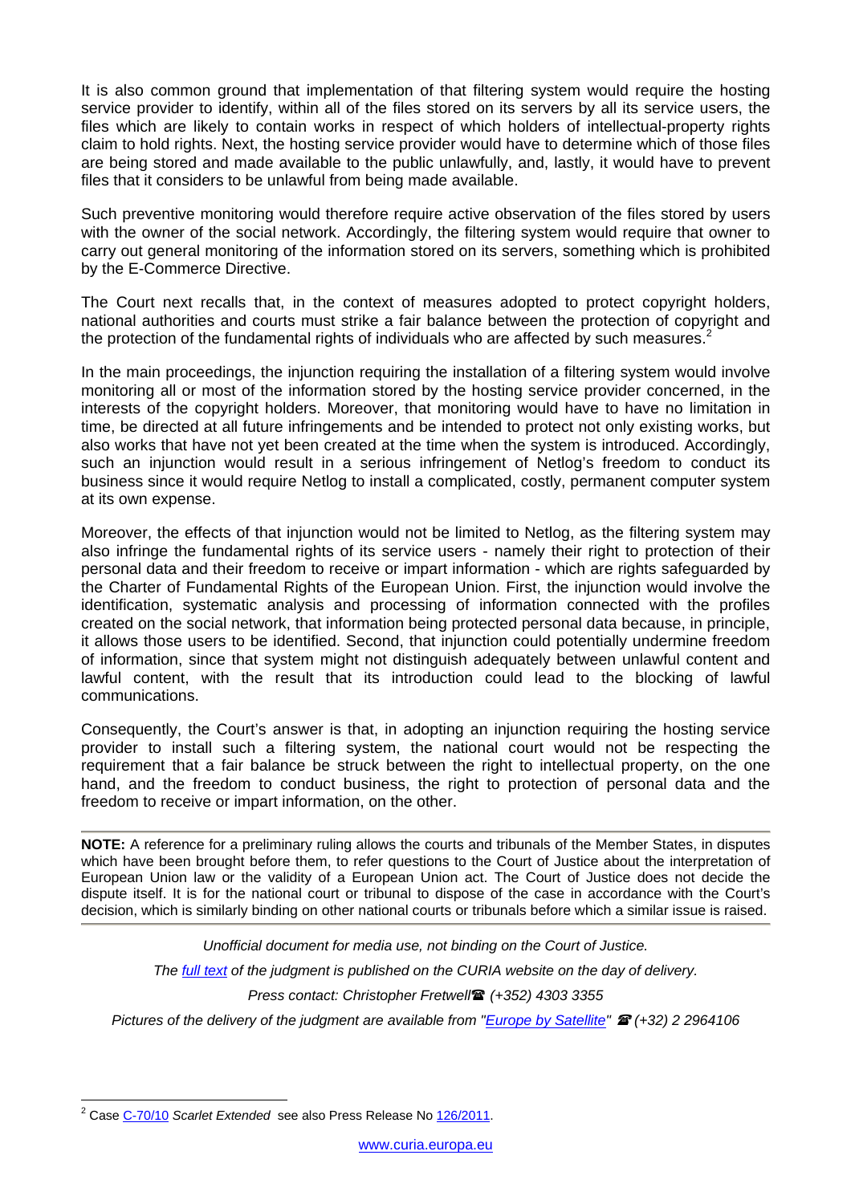It is also common ground that implementation of that filtering system would require the hosting service provider to identify, within all of the files stored on its servers by all its service users, the files which are likely to contain works in respect of which holders of intellectual-property rights claim to hold rights. Next, the hosting service provider would have to determine which of those files are being stored and made available to the public unlawfully, and, lastly, it would have to prevent files that it considers to be unlawful from being made available.

Such preventive monitoring would therefore require active observation of the files stored by users with the owner of the social network. Accordingly, the filtering system would require that owner to carry out general monitoring of the information stored on its servers, something which is prohibited by the E-Commerce Directive.

The Court next recalls that, in the context of measures adopted to protect copyright holders, national authorities and courts must strike a fair balance between the protection of copyright and the protection of the fundamental rights of individuals who are affected by such measures.[2]

In the main proceedings, the injunction requiring the installation of a filtering system would involve monitoring all or most of the information stored by the hosting service provider concerned, in the interests of the copyright holders. Moreover, that monitoring would have to have no limitation in time, be directed at all future infringements and be intended to protect not only existing works, but also works that have not yet been created at the time when the system is introduced. Accordingly, such an injunction would result in a serious infringement of Netlog's freedom to conduct its business since it would require Netlog to install a complicated, costly, permanent computer system at its own expense.

Moreover, the effects of that injunction would not be limited to Netlog, as the filtering system may also infringe the fundamental rights of its service users - namely their right to protection of their personal data and their freedom to receive or impart information - which are rights safeguarded by the Charter of Fundamental Rights of the European Union. First, the injunction would involve the identification, systematic analysis and processing of information connected with the profiles created on the social network, that information being protected personal data because, in principle, it allows those users to be identified. Second, that injunction could potentially undermine freedom of information, since that system might not distinguish adequately between unlawful content and lawful content, with the result that its introduction could lead to the blocking of lawful communications.

Consequently, the Court's answer is that, in adopting an injunction requiring the hosting service provider to install such a filtering system, the national court would not be respecting the requirement that a fair balance be struck between the right to intellectual property, on the one hand, and the freedom to conduct business, the right to protection of personal data and the freedom to receive or impart information, on the other.

---

**NOTE:** A reference for a preliminary ruling allows the courts and tribunals of the Member States, in disputes which have been brought before them, to refer questions to the Court of Justice about the interpretation of European Union law or the validity of a European Union act. The Court of Justice does not decide the dispute itself. It is for the national court or tribunal to dispose of the case in accordance with the Court's decision, which is similarly binding on other national courts or tribunals before which a similar issue is raised.

---

*Unofficial document for media use, not binding on the Court of Justice.*

*The full text of the judgment is published on the CURIA website on the day of delivery.*

*Press contact: Christopher Fretwell☎ (+352) 4303 3355*

*Pictures of the delivery of the judgment are available from "Europe by Satellite" ☎ (+32) 2 2964106*

---

[2] Case C-70/10 *Scarlet Extended* see also Press Release No 126/2011.

www.curia.europa.eu